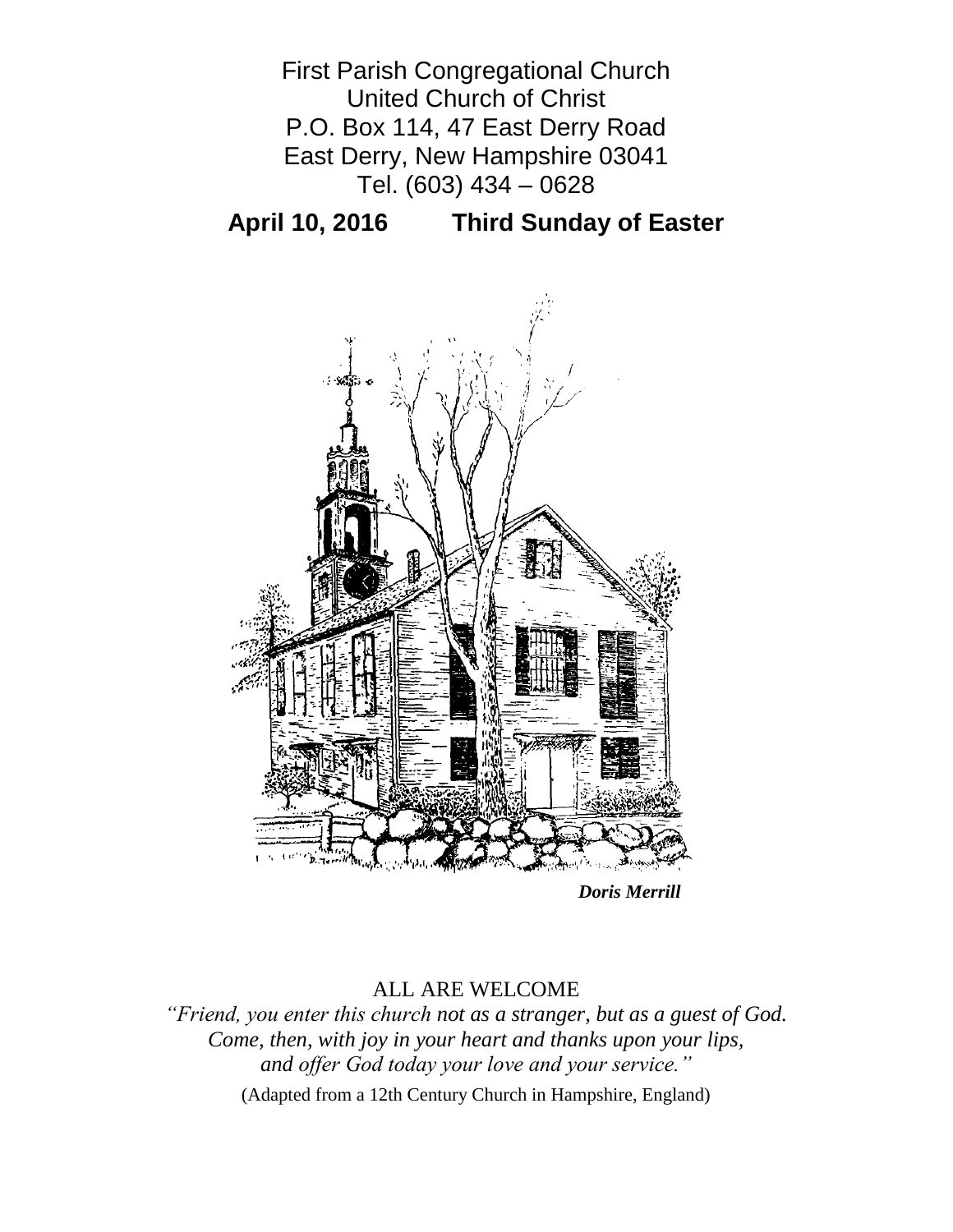First Parish Congregational Church
United Church of Christ
P.O. Box 114, 47 East Derry Road
East Derry, New Hampshire 03041
Tel. (603) 434 – 0628

**April 10, 2016 Third Sunday of Easter**

***Doris Merrill***

ALL ARE WELCOME

*"Friend, you enter this church not as a stranger, but as a guest of God. Come, then, with joy in your heart and thanks upon your lips, and offer God today your love and your service."*

(Adapted from a 12th Century Church in Hampshire, England)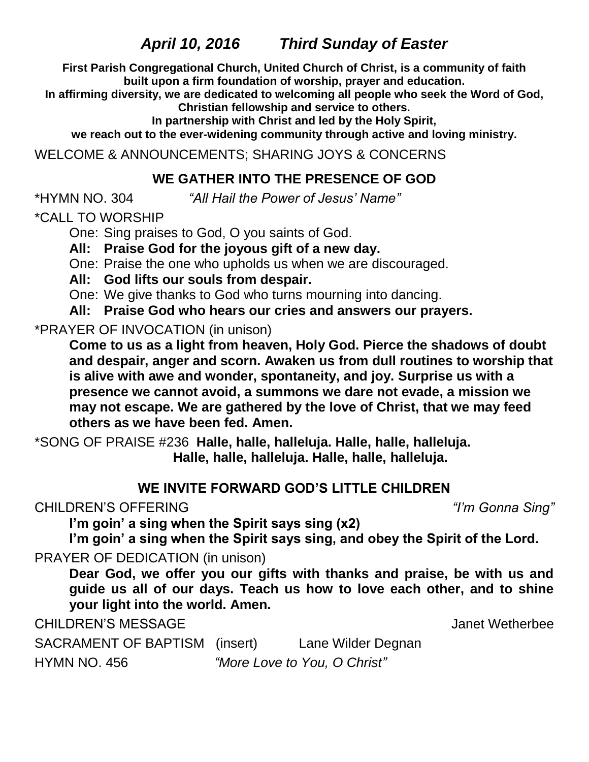## *April 10, 2016 Third Sunday of Easter*

**First Parish Congregational Church, United Church of Christ, is a community of faith built upon a firm foundation of worship, prayer and education.**
**In affirming diversity, we are dedicated to welcoming all people who seek the Word of God, Christian fellowship and service to others.**
**In partnership with Christ and led by the Holy Spirit, we reach out to the ever-widening community through active and loving ministry.**

WELCOME & ANNOUNCEMENTS; SHARING JOYS & CONCERNS

### WE GATHER INTO THE PRESENCE OF GOD

*HYMN NO. 304 *"All Hail the Power of Jesus' Name"*

*CALL TO WORSHIP

One: Sing praises to God, O you saints of God.
**All: Praise God for the joyous gift of a new day.**
One: Praise the one who upholds us when we are discouraged.
**All: God lifts our souls from despair.**
One: We give thanks to God who turns mourning into dancing.
**All: Praise God who hears our cries and answers our prayers.**

*PRAYER OF INVOCATION (in unison)

**Come to us as a light from heaven, Holy God. Pierce the shadows of doubt and despair, anger and scorn. Awaken us from dull routines to worship that is alive with awe and wonder, spontaneity, and joy. Surprise us with a presence we cannot avoid, a summons we dare not evade, a mission we may not escape. We are gathered by the love of Christ, that we may feed others as we have been fed. Amen.**

*SONG OF PRAISE #236 **Halle, halle, halleluja. Halle, halle, halleluja. Halle, halle, halleluja. Halle, halle, halleluja.**

### WE INVITE FORWARD GOD'S LITTLE CHILDREN

CHILDREN'S OFFERING *"I'm Gonna Sing"*

**I'm goin' a sing when the Spirit says sing (x2)**
**I'm goin' a sing when the Spirit says sing, and obey the Spirit of the Lord.**

PRAYER OF DEDICATION (in unison)

**Dear God, we offer you our gifts with thanks and praise, be with us and guide us all of our days. Teach us how to love each other, and to shine your light into the world. Amen.**

CHILDREN'S MESSAGE Janet Wetherbee

SACRAMENT OF BAPTISM (insert) Lane Wilder Degnan

HYMN NO. 456 *"More Love to You, O Christ"*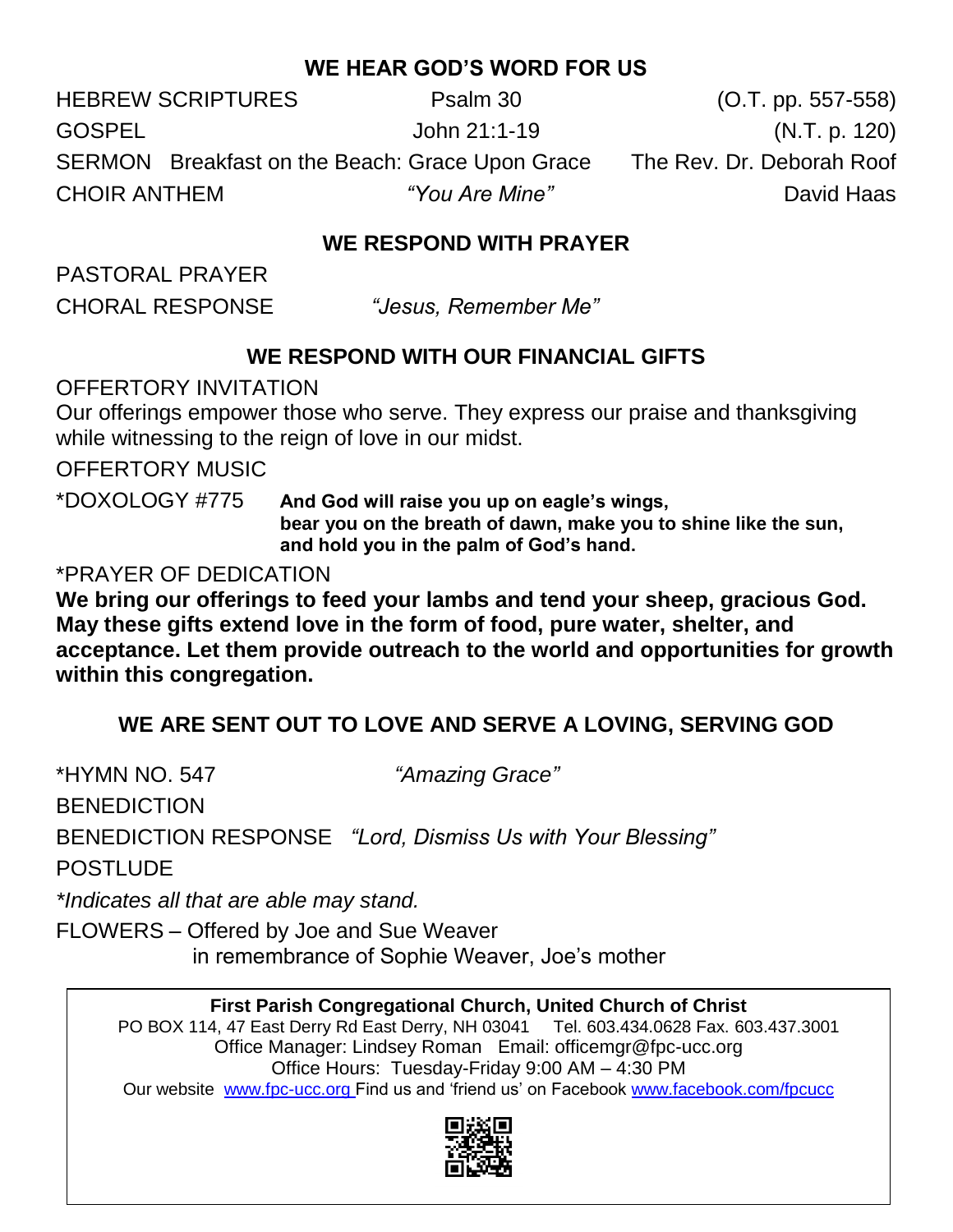## WE HEAR GOD'S WORD FOR US

HEBREW SCRIPTURES Psalm 30 (O.T. pp. 557-558)

GOSPEL John 21:1-19 (N.T. p. 120)

SERMON Breakfast on the Beach: Grace Upon Grace The Rev. Dr. Deborah Roof

CHOIR ANTHEM *"You Are Mine"* David Haas

## WE RESPOND WITH PRAYER

PASTORAL PRAYER

CHORAL RESPONSE *"Jesus, Remember Me"*

## WE RESPOND WITH OUR FINANCIAL GIFTS

OFFERTORY INVITATION

Our offerings empower those who serve. They express our praise and thanksgiving while witnessing to the reign of love in our midst.

OFFERTORY MUSIC

*DOXOLOGY #775 **And God will raise you up on eagle's wings, bear you on the breath of dawn, make you to shine like the sun, and hold you in the palm of God's hand.**

*PRAYER OF DEDICATION

**We bring our offerings to feed your lambs and tend your sheep, gracious God. May these gifts extend love in the form of food, pure water, shelter, and acceptance. Let them provide outreach to the world and opportunities for growth within this congregation.**

## WE ARE SENT OUT TO LOVE AND SERVE A LOVING, SERVING GOD

*HYMN NO. 547 *"Amazing Grace"*

BENEDICTION

BENEDICTION RESPONSE *"Lord, Dismiss Us with Your Blessing"*

POSTLUDE

**Indicates all that are able may stand.*

FLOWERS – Offered by Joe and Sue Weaver
in remembrance of Sophie Weaver, Joe's mother

---

**First Parish Congregational Church, United Church of Christ**
PO BOX 114, 47 East Derry Rd East Derry, NH 03041 Tel. 603.434.0628 Fax. 603.437.3001
Office Manager: Lindsey Roman Email: officemgr@fpc-ucc.org
Office Hours: Tuesday-Friday 9:00 AM – 4:30 PM
Our website www.fpc-ucc.org Find us and 'friend us' on Facebook www.facebook.com/fpcucc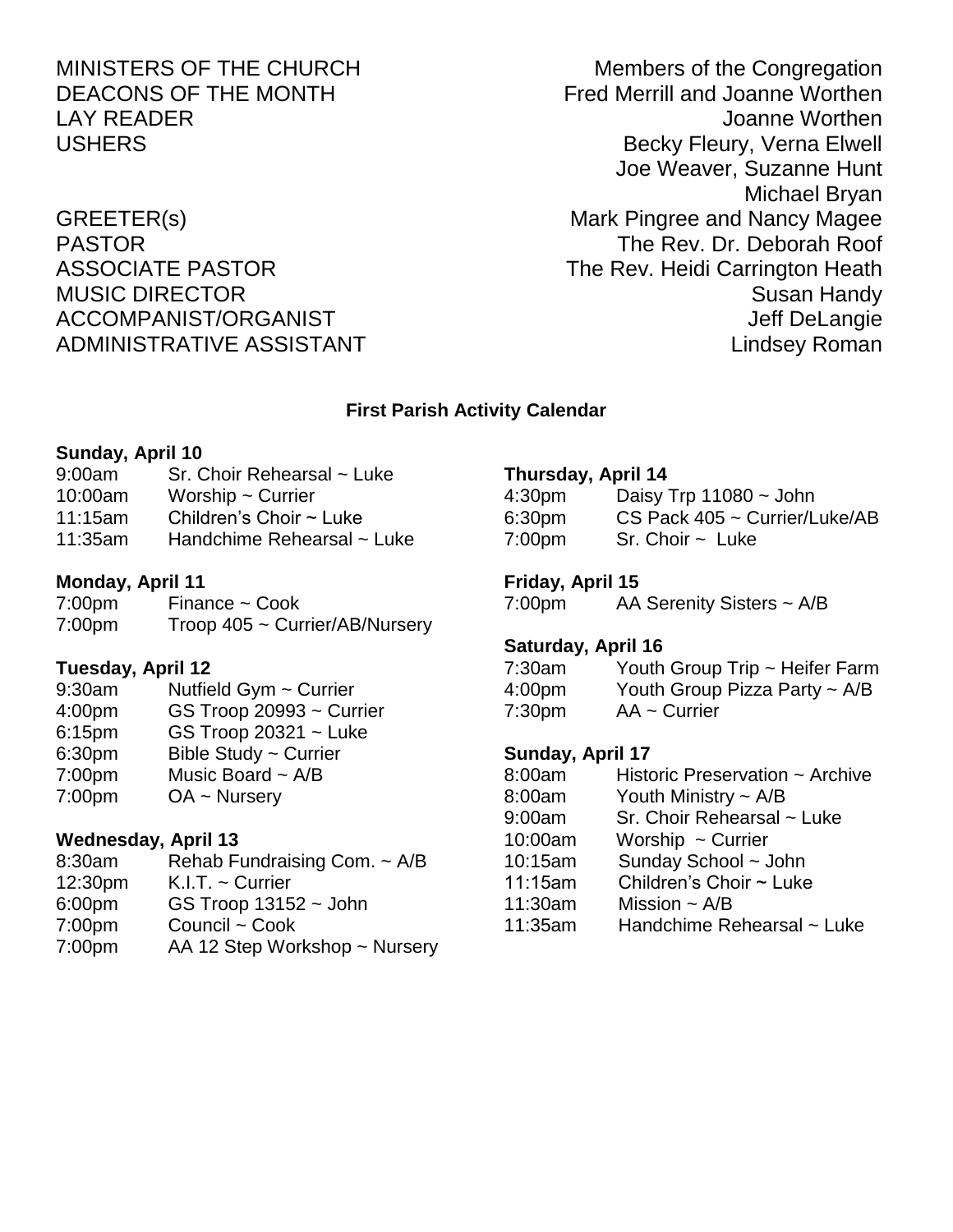| | |
|---|---|
| MINISTERS OF THE CHURCH | Members of the Congregation |
| DEACONS OF THE MONTH | Fred Merrill and Joanne Worthen |
| LAY READER | Joanne Worthen |
| USHERS | Becky Fleury, Verna Elwell<br>Joe Weaver, Suzanne Hunt<br>Michael Bryan |
| GREETER(s) | Mark Pingree and Nancy Magee |
| PASTOR | The Rev. Dr. Deborah Roof |
| ASSOCIATE PASTOR | The Rev. Heidi Carrington Heath |
| MUSIC DIRECTOR | Susan Handy |
| ACCOMPANIST/ORGANIST | Jeff DeLangie |
| ADMINISTRATIVE ASSISTANT | Lindsey Roman |

## First Parish Activity Calendar

**Sunday, April 10**

| | |
|---|---|
| 9:00am | Sr. Choir Rehearsal ~ Luke |
| 10:00am | Worship ~ Currier |
| 11:15am | Children's Choir ~ Luke |
| 11:35am | Handchime Rehearsal ~ Luke |

**Monday, April 11**

| | |
|---|---|
| 7:00pm | Finance ~ Cook |
| 7:00pm | Troop 405 ~ Currier/AB/Nursery |

**Tuesday, April 12**

| | |
|---|---|
| 9:30am | Nutfield Gym ~ Currier |
| 4:00pm | GS Troop 20993 ~ Currier |
| 6:15pm | GS Troop 20321 ~ Luke |
| 6:30pm | Bible Study ~ Currier |
| 7:00pm | Music Board ~ A/B |
| 7:00pm | OA ~ Nursery |

**Wednesday, April 13**

| | |
|---|---|
| 8:30am | Rehab Fundraising Com. ~ A/B |
| 12:30pm | K.I.T. ~ Currier |
| 6:00pm | GS Troop 13152 ~ John |
| 7:00pm | Council ~ Cook |
| 7:00pm | AA 12 Step Workshop ~ Nursery |

**Thursday, April 14**

| | |
|---|---|
| 4:30pm | Daisy Trp 11080 ~ John |
| 6:30pm | CS Pack 405 ~ Currier/Luke/AB |
| 7:00pm | Sr. Choir ~ Luke |

**Friday, April 15**

| | |
|---|---|
| 7:00pm | AA Serenity Sisters ~ A/B |

**Saturday, April 16**

| | |
|---|---|
| 7:30am | Youth Group Trip ~ Heifer Farm |
| 4:00pm | Youth Group Pizza Party ~ A/B |
| 7:30pm | AA ~ Currier |

**Sunday, April 17**

| | |
|---|---|
| 8:00am | Historic Preservation ~ Archive |
| 8:00am | Youth Ministry ~ A/B |
| 9:00am | Sr. Choir Rehearsal ~ Luke |
| 10:00am | Worship ~ Currier |
| 10:15am | Sunday School ~ John |
| 11:15am | Children's Choir ~ Luke |
| 11:30am | Mission ~ A/B |
| 11:35am | Handchime Rehearsal ~ Luke |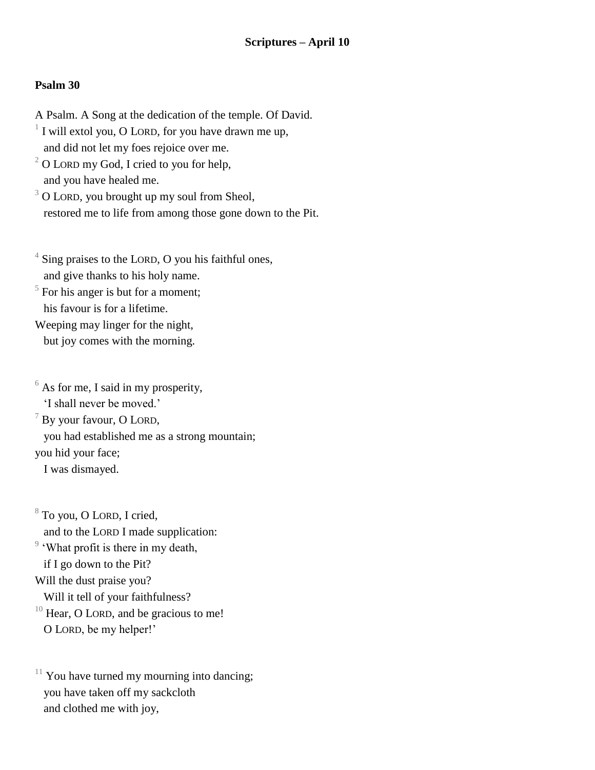**Scriptures – April 10**

**Psalm 30**

A Psalm. A Song at the dedication of the temple. Of David.
[1] I will extol you, O LORD, for you have drawn me up,
  and did not let my foes rejoice over me.
[2] O LORD my God, I cried to you for help,
  and you have healed me.
[3] O LORD, you brought up my soul from Sheol,
  restored me to life from among those gone down to the Pit.

[4] Sing praises to the LORD, O you his faithful ones,
  and give thanks to his holy name.
[5] For his anger is but for a moment;
  his favour is for a lifetime.
Weeping may linger for the night,
  but joy comes with the morning.

[6] As for me, I said in my prosperity,
  'I shall never be moved.'
[7] By your favour, O LORD,
  you had established me as a strong mountain;
you hid your face;
  I was dismayed.

[8] To you, O LORD, I cried,
  and to the LORD I made supplication:
[9] 'What profit is there in my death,
  if I go down to the Pit?
Will the dust praise you?
  Will it tell of your faithfulness?
[10] Hear, O LORD, and be gracious to me!
  O LORD, be my helper!'

[11] You have turned my mourning into dancing;
  you have taken off my sackcloth
  and clothed me with joy,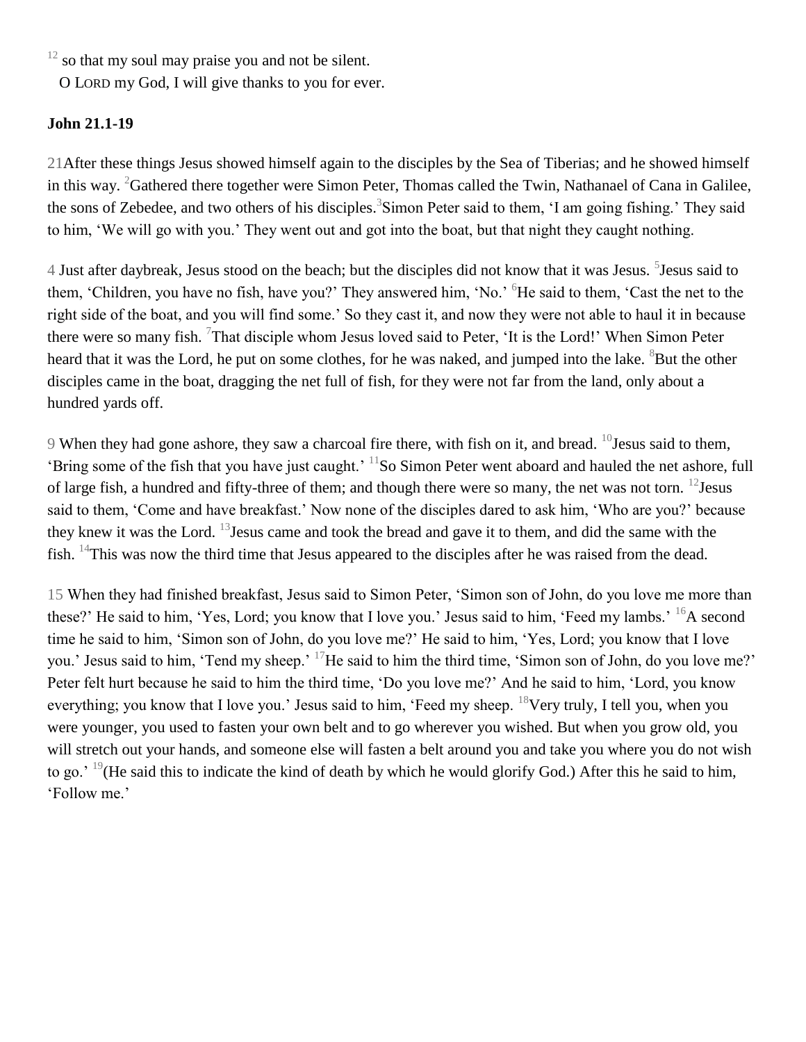[12] so that my soul may praise you and not be silent.
O LORD my God, I will give thanks to you for ever.

**John 21.1-19**

21After these things Jesus showed himself again to the disciples by the Sea of Tiberias; and he showed himself in this way. [2]Gathered there together were Simon Peter, Thomas called the Twin, Nathanael of Cana in Galilee, the sons of Zebedee, and two others of his disciples.[3]Simon Peter said to them, 'I am going fishing.' They said to him, 'We will go with you.' They went out and got into the boat, but that night they caught nothing.

4 Just after daybreak, Jesus stood on the beach; but the disciples did not know that it was Jesus. [5]Jesus said to them, 'Children, you have no fish, have you?' They answered him, 'No.' [6]He said to them, 'Cast the net to the right side of the boat, and you will find some.' So they cast it, and now they were not able to haul it in because there were so many fish. [7]That disciple whom Jesus loved said to Peter, 'It is the Lord!' When Simon Peter heard that it was the Lord, he put on some clothes, for he was naked, and jumped into the lake. [8]But the other disciples came in the boat, dragging the net full of fish, for they were not far from the land, only about a hundred yards off.

9 When they had gone ashore, they saw a charcoal fire there, with fish on it, and bread. [10]Jesus said to them, 'Bring some of the fish that you have just caught.' [11]So Simon Peter went aboard and hauled the net ashore, full of large fish, a hundred and fifty-three of them; and though there were so many, the net was not torn. [12]Jesus said to them, 'Come and have breakfast.' Now none of the disciples dared to ask him, 'Who are you?' because they knew it was the Lord. [13]Jesus came and took the bread and gave it to them, and did the same with the fish. [14]This was now the third time that Jesus appeared to the disciples after he was raised from the dead.

15 When they had finished breakfast, Jesus said to Simon Peter, 'Simon son of John, do you love me more than these?' He said to him, 'Yes, Lord; you know that I love you.' Jesus said to him, 'Feed my lambs.' [16]A second time he said to him, 'Simon son of John, do you love me?' He said to him, 'Yes, Lord; you know that I love you.' Jesus said to him, 'Tend my sheep.' [17]He said to him the third time, 'Simon son of John, do you love me?' Peter felt hurt because he said to him the third time, 'Do you love me?' And he said to him, 'Lord, you know everything; you know that I love you.' Jesus said to him, 'Feed my sheep. [18]Very truly, I tell you, when you were younger, you used to fasten your own belt and to go wherever you wished. But when you grow old, you will stretch out your hands, and someone else will fasten a belt around you and take you where you do not wish to go.' [19](He said this to indicate the kind of death by which he would glorify God.) After this he said to him, 'Follow me.'